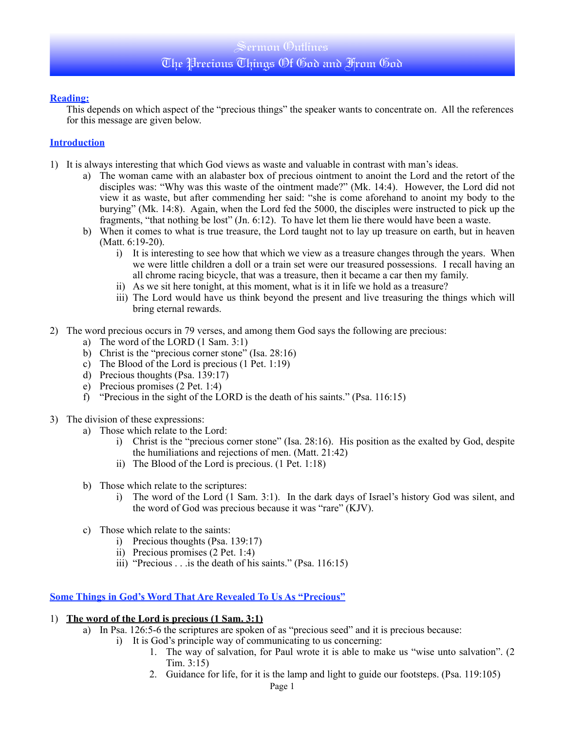# Sermon Outlines
# The Precious Things Of God and From God

**Reading:**

This depends on which aspect of the "precious things" the speaker wants to concentrate on. All the references for this message are given below.

**Introduction**

1) It is always interesting that which God views as waste and valuable in contrast with man's ideas.
   a) The woman came with an alabaster box of precious ointment to anoint the Lord and the retort of the disciples was: "Why was this waste of the ointment made?" (Mk. 14:4). However, the Lord did not view it as waste, but after commending her said: "she is come aforehand to anoint my body to the burying" (Mk. 14:8). Again, when the Lord fed the 5000, the disciples were instructed to pick up the fragments, "that nothing be lost" (Jn. 6:12). To have let them lie there would have been a waste.
   b) When it comes to what is true treasure, the Lord taught not to lay up treasure on earth, but in heaven (Matt. 6:19-20).
      i) It is interesting to see how that which we view as a treasure changes through the years. When we were little children a doll or a train set were our treasured possessions. I recall having an all chrome racing bicycle, that was a treasure, then it became a car then my family.
      ii) As we sit here tonight, at this moment, what is it in life we hold as a treasure?
      iii) The Lord would have us think beyond the present and live treasuring the things which will bring eternal rewards.

2) The word precious occurs in 79 verses, and among them God says the following are precious:
   a) The word of the LORD (1 Sam. 3:1)
   b) Christ is the "precious corner stone" (Isa. 28:16)
   c) The Blood of the Lord is precious (1 Pet. 1:19)
   d) Precious thoughts (Psa. 139:17)
   e) Precious promises (2 Pet. 1:4)
   f) "Precious in the sight of the LORD is the death of his saints." (Psa. 116:15)

3) The division of these expressions:
   a) Those which relate to the Lord:
      i) Christ is the "precious corner stone" (Isa. 28:16). His position as the exalted by God, despite the humiliations and rejections of men. (Matt. 21:42)
      ii) The Blood of the Lord is precious. (1 Pet. 1:18)
   b) Those which relate to the scriptures:
      i) The word of the Lord (1 Sam. 3:1). In the dark days of Israel's history God was silent, and the word of God was precious because it was "rare" (KJV).
   c) Those which relate to the saints:
      i) Precious thoughts (Psa. 139:17)
      ii) Precious promises (2 Pet. 1:4)
      iii) "Precious . . .is the death of his saints." (Psa. 116:15)

**Some Things in God's Word That Are Revealed To Us As "Precious"**

1) **The word of the Lord is precious (1 Sam. 3:1)**
   a) In Psa. 126:5-6 the scriptures are spoken of as "precious seed" and it is precious because:
      i) It is God's principle way of communicating to us concerning:
         1. The way of salvation, for Paul wrote it is able to make us "wise unto salvation". (2 Tim. 3:15)
         2. Guidance for life, for it is the lamp and light to guide our footsteps. (Psa. 119:105)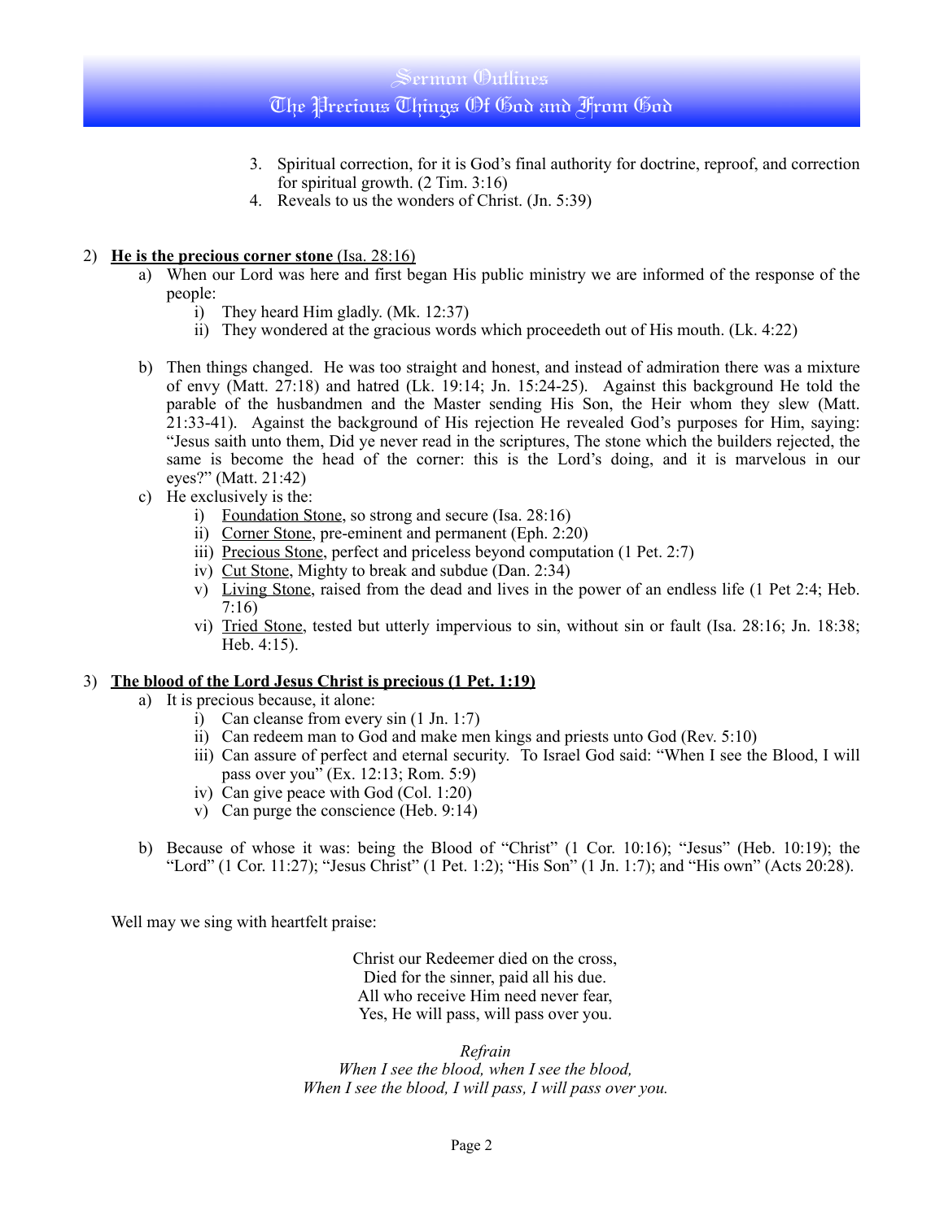3. Spiritual correction, for it is God's final authority for doctrine, reproof, and correction for spiritual growth. (2 Tim. 3:16)
4. Reveals to us the wonders of Christ. (Jn. 5:39)

2) **<u>He is the precious corner stone</u>** <u>(Isa. 28:16)</u>

   a) When our Lord was here and first began His public ministry we are informed of the response of the people:
      i) They heard Him gladly. (Mk. 12:37)
      ii) They wondered at the gracious words which proceedeth out of His mouth. (Lk. 4:22)

   b) Then things changed. He was too straight and honest, and instead of admiration there was a mixture of envy (Matt. 27:18) and hatred (Lk. 19:14; Jn. 15:24-25). Against this background He told the parable of the husbandmen and the Master sending His Son, the Heir whom they slew (Matt. 21:33-41). Against the background of His rejection He revealed God's purposes for Him, saying: "Jesus saith unto them, Did ye never read in the scriptures, The stone which the builders rejected, the same is become the head of the corner: this is the Lord's doing, and it is marvelous in our eyes?" (Matt. 21:42)

   c) He exclusively is the:
      i) <u>Foundation Stone</u>, so strong and secure (Isa. 28:16)
      ii) <u>Corner Stone</u>, pre-eminent and permanent (Eph. 2:20)
      iii) <u>Precious Stone</u>, perfect and priceless beyond computation (1 Pet. 2:7)
      iv) <u>Cut Stone</u>, Mighty to break and subdue (Dan. 2:34)
      v) <u>Living Stone</u>, raised from the dead and lives in the power of an endless life (1 Pet 2:4; Heb. 7:16)
      vi) <u>Tried Stone</u>, tested but utterly impervious to sin, without sin or fault (Isa. 28:16; Jn. 18:38; Heb. 4:15).

3) **<u>The blood of the Lord Jesus Christ is precious (1 Pet. 1:19)</u>**

   a) It is precious because, it alone:
      i) Can cleanse from every sin (1 Jn. 1:7)
      ii) Can redeem man to God and make men kings and priests unto God (Rev. 5:10)
      iii) Can assure of perfect and eternal security. To Israel God said: "When I see the Blood, I will pass over you" (Ex. 12:13; Rom. 5:9)
      iv) Can give peace with God (Col. 1:20)
      v) Can purge the conscience (Heb. 9:14)

   b) Because of whose it was: being the Blood of "Christ" (1 Cor. 10:16); "Jesus" (Heb. 10:19); the "Lord" (1 Cor. 11:27); "Jesus Christ" (1 Pet. 1:2); "His Son" (1 Jn. 1:7); and "His own" (Acts 20:28).

Well may we sing with heartfelt praise:

Christ our Redeemer died on the cross,  
Died for the sinner, paid all his due.  
All who receive Him need never fear,  
Yes, He will pass, will pass over you.

*Refrain*  
*When I see the blood, when I see the blood,*  
*When I see the blood, I will pass, I will pass over you.*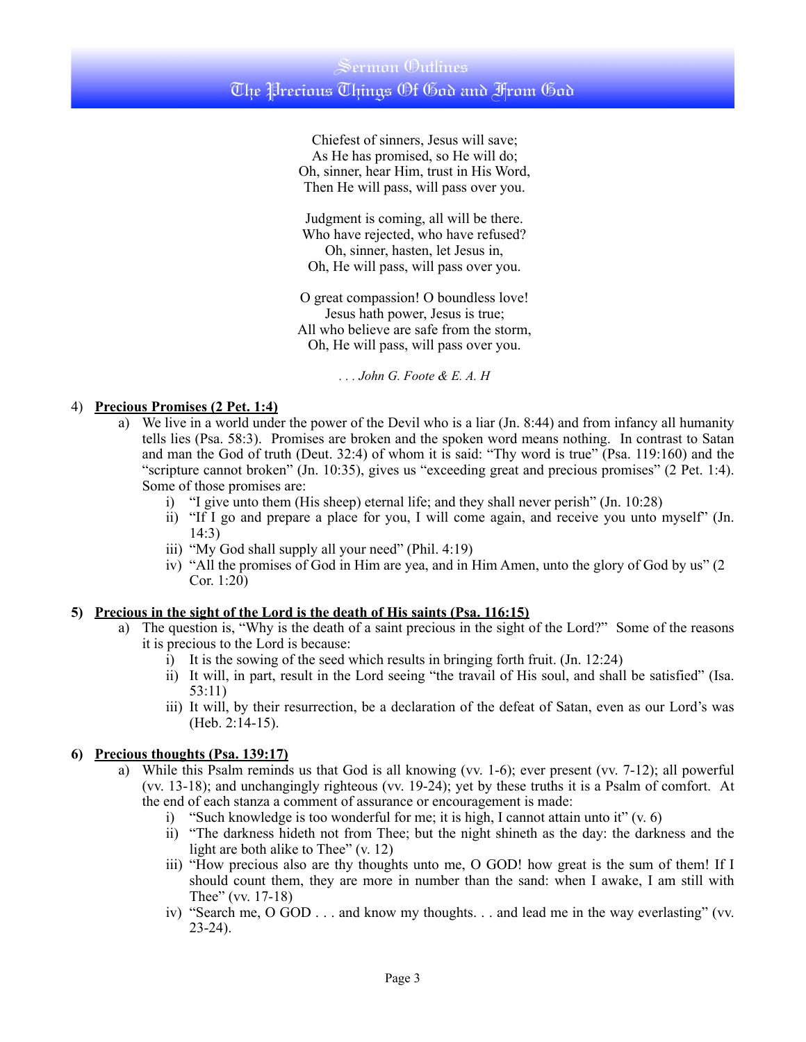Chiefest of sinners, Jesus will save;
As He has promised, so He will do;
Oh, sinner, hear Him, trust in His Word,
Then He will pass, will pass over you.

Judgment is coming, all will be there.
Who have rejected, who have refused?
Oh, sinner, hasten, let Jesus in,
Oh, He will pass, will pass over you.

O great compassion! O boundless love!
Jesus hath power, Jesus is true;
All who believe are safe from the storm,
Oh, He will pass, will pass over you.

*. . . John G. Foote & E. A. H*

4) **<u>Precious Promises (2 Pet. 1:4)</u>**

a) We live in a world under the power of the Devil who is a liar (Jn. 8:44) and from infancy all humanity tells lies (Psa. 58:3). Promises are broken and the spoken word means nothing. In contrast to Satan and man the God of truth (Deut. 32:4) of whom it is said: "Thy word is true" (Psa. 119:160) and the "scripture cannot broken" (Jn. 10:35), gives us "exceeding great and precious promises" (2 Pet. 1:4). Some of those promises are:

- i) "I give unto them (His sheep) eternal life; and they shall never perish" (Jn. 10:28)
- ii) "If I go and prepare a place for you, I will come again, and receive you unto myself" (Jn. 14:3)
- iii) "My God shall supply all your need" (Phil. 4:19)
- iv) "All the promises of God in Him are yea, and in Him Amen, unto the glory of God by us" (2 Cor. 1:20)

**5) <u>Precious in the sight of the Lord is the death of His saints (Psa. 116:15)</u>**

a) The question is, "Why is the death of a saint precious in the sight of the Lord?" Some of the reasons it is precious to the Lord is because:

- i) It is the sowing of the seed which results in bringing forth fruit. (Jn. 12:24)
- ii) It will, in part, result in the Lord seeing "the travail of His soul, and shall be satisfied" (Isa. 53:11)
- iii) It will, by their resurrection, be a declaration of the defeat of Satan, even as our Lord's was (Heb. 2:14-15).

**6) <u>Precious thoughts (Psa. 139:17)</u>**

a) While this Psalm reminds us that God is all knowing (vv. 1-6); ever present (vv. 7-12); all powerful (vv. 13-18); and unchangingly righteous (vv. 19-24); yet by these truths it is a Psalm of comfort. At the end of each stanza a comment of assurance or encouragement is made:

- i) "Such knowledge is too wonderful for me; it is high, I cannot attain unto it" (v. 6)
- ii) "The darkness hideth not from Thee; but the night shineth as the day: the darkness and the light are both alike to Thee" (v. 12)
- iii) "How precious also are thy thoughts unto me, O GOD! how great is the sum of them! If I should count them, they are more in number than the sand: when I awake, I am still with Thee" (vv. 17-18)
- iv) "Search me, O GOD . . . and know my thoughts. . . and lead me in the way everlasting" (vv. 23-24).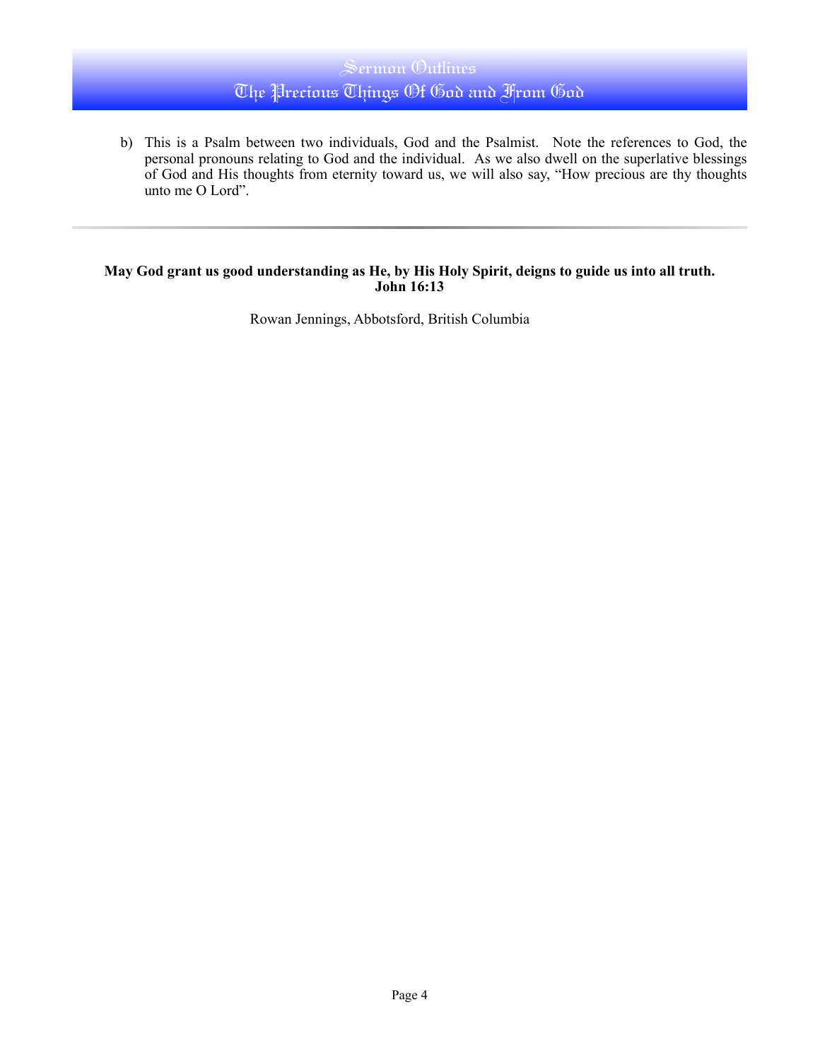b) This is a Psalm between two individuals, God and the Psalmist. Note the references to God, the personal pronouns relating to God and the individual. As we also dwell on the superlative blessings of God and His thoughts from eternity toward us, we will also say, “How precious are thy thoughts unto me O Lord”.

---

**May God grant us good understanding as He, by His Holy Spirit, deigns to guide us into all truth. John 16:13**

Rowan Jennings, Abbotsford, British Columbia